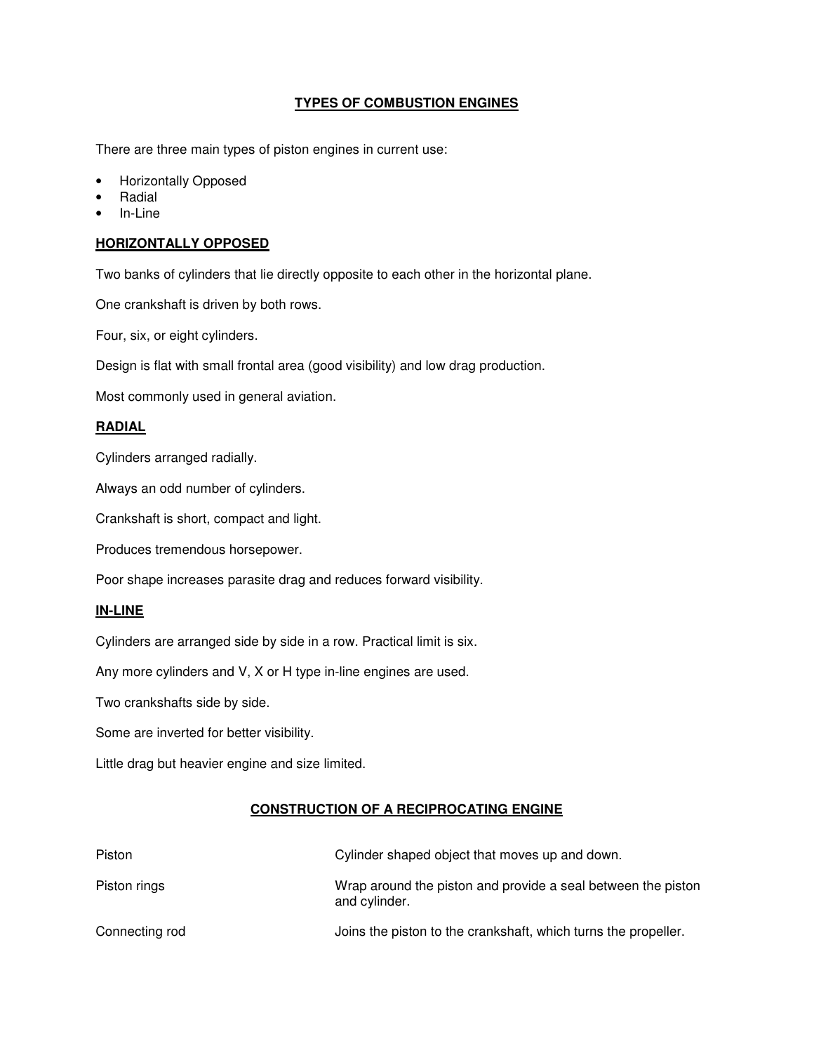# TYPES OF COMBUSTION ENGINES

There are three main types of piston engines in current use:

- Horizontally Opposed
- Radial
- In-Line

## HORIZONTALLY OPPOSED

Two banks of cylinders that lie directly opposite to each other in the horizontal plane.

One crankshaft is driven by both rows.

Four, six, or eight cylinders.

Design is flat with small frontal area (good visibility) and low drag production.

Most commonly used in general aviation.

## RADIAL

Cylinders arranged radially.

Always an odd number of cylinders.

Crankshaft is short, compact and light.

Produces tremendous horsepower.

Poor shape increases parasite drag and reduces forward visibility.

## IN-LINE

Cylinders are arranged side by side in a row. Practical limit is six.

Any more cylinders and V, X or H type in-line engines are used.

Two crankshafts side by side.

Some are inverted for better visibility.

Little drag but heavier engine and size limited.

# CONSTRUCTION OF A RECIPROCATING ENGINE

| | |
|---|---|
| Piston | Cylinder shaped object that moves up and down. |
| Piston rings | Wrap around the piston and provide a seal between the piston and cylinder. |
| Connecting rod | Joins the piston to the crankshaft, which turns the propeller. |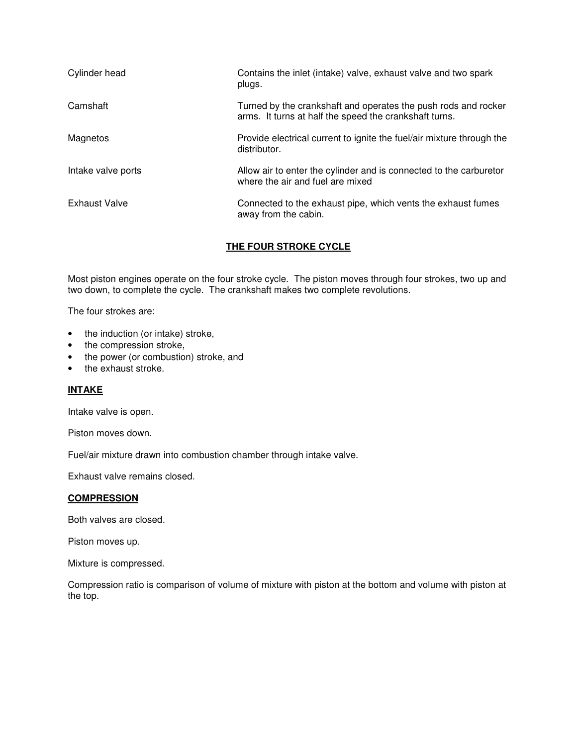| | |
|---|---|
| Cylinder head | Contains the inlet (intake) valve, exhaust valve and two spark plugs. |
| Camshaft | Turned by the crankshaft and operates the push rods and rocker arms. It turns at half the speed the crankshaft turns. |
| Magnetos | Provide electrical current to ignite the fuel/air mixture through the distributor. |
| Intake valve ports | Allow air to enter the cylinder and is connected to the carburetor where the air and fuel are mixed |
| Exhaust Valve | Connected to the exhaust pipe, which vents the exhaust fumes away from the cabin. |

## THE FOUR STROKE CYCLE

Most piston engines operate on the four stroke cycle. The piston moves through four strokes, two up and two down, to complete the cycle. The crankshaft makes two complete revolutions.

The four strokes are:

- the induction (or intake) stroke,
- the compression stroke,
- the power (or combustion) stroke, and
- the exhaust stroke.

### INTAKE

Intake valve is open.

Piston moves down.

Fuel/air mixture drawn into combustion chamber through intake valve.

Exhaust valve remains closed.

### COMPRESSION

Both valves are closed.

Piston moves up.

Mixture is compressed.

Compression ratio is comparison of volume of mixture with piston at the bottom and volume with piston at the top.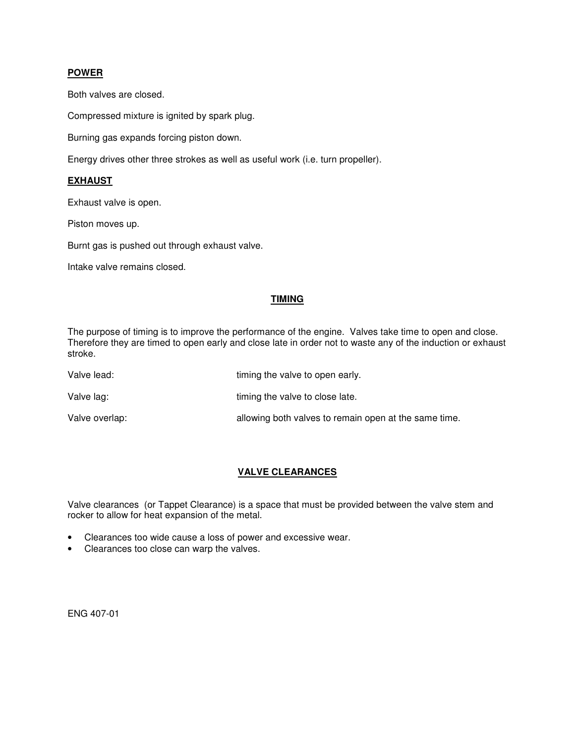**POWER**

Both valves are closed.

Compressed mixture is ignited by spark plug.

Burning gas expands forcing piston down.

Energy drives other three strokes as well as useful work (i.e. turn propeller).

**EXHAUST**

Exhaust valve is open.

Piston moves up.

Burnt gas is pushed out through exhaust valve.

Intake valve remains closed.

## TIMING

The purpose of timing is to improve the performance of the engine. Valves take time to open and close. Therefore they are timed to open early and close late in order not to waste any of the induction or exhaust stroke.

| | |
|---|---|
| Valve lead: | timing the valve to open early. |
| Valve lag: | timing the valve to close late. |
| Valve overlap: | allowing both valves to remain open at the same time. |

## VALVE CLEARANCES

Valve clearances (or Tappet Clearance) is a space that must be provided between the valve stem and rocker to allow for heat expansion of the metal.

- Clearances too wide cause a loss of power and excessive wear.
- Clearances too close can warp the valves.

ENG 407-01